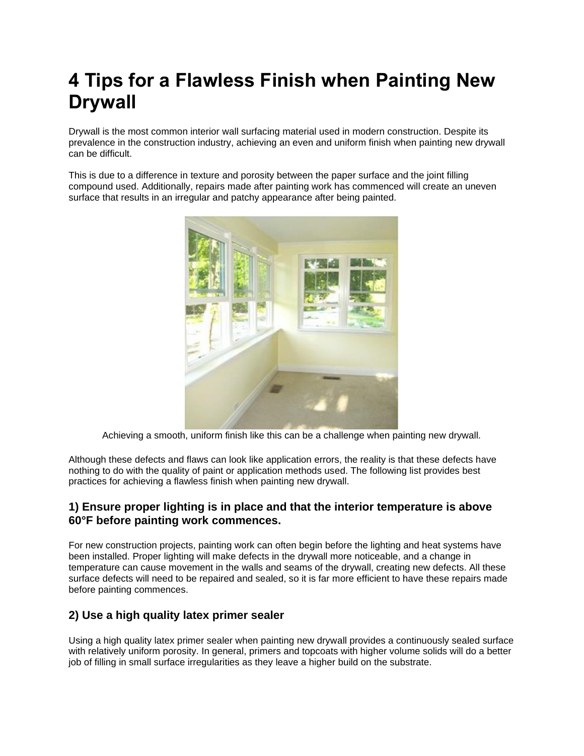# 4 Tips for a Flawless Finish when Painting New Drywall

Drywall is the most common interior wall surfacing material used in modern construction. Despite its prevalence in the construction industry, achieving an even and uniform finish when painting new drywall can be difficult.

This is due to a difference in texture and porosity between the paper surface and the joint filling compound used. Additionally, repairs made after painting work has commenced will create an uneven surface that results in an irregular and patchy appearance after being painted.

Achieving a smooth, uniform finish like this can be a challenge when painting new drywall.

Although these defects and flaws can look like application errors, the reality is that these defects have nothing to do with the quality of paint or application methods used. The following list provides best practices for achieving a flawless finish when painting new drywall.

### 1) Ensure proper lighting is in place and that the interior temperature is above 60°F before painting work commences.

For new construction projects, painting work can often begin before the lighting and heat systems have been installed. Proper lighting will make defects in the drywall more noticeable, and a change in temperature can cause movement in the walls and seams of the drywall, creating new defects. All these surface defects will need to be repaired and sealed, so it is far more efficient to have these repairs made before painting commences.

### 2) Use a high quality latex primer sealer

Using a high quality latex primer sealer when painting new drywall provides a continuously sealed surface with relatively uniform porosity. In general, primers and topcoats with higher volume solids will do a better job of filling in small surface irregularities as they leave a higher build on the substrate.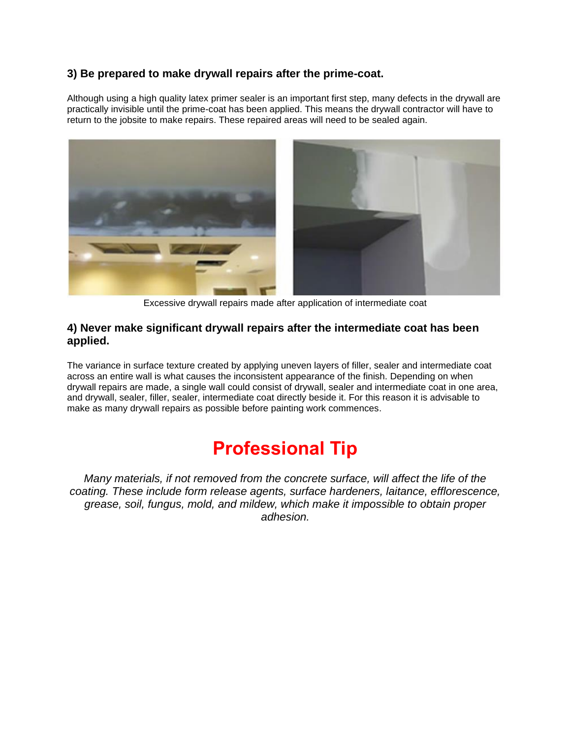### 3) Be prepared to make drywall repairs after the prime-coat.

Although using a high quality latex primer sealer is an important first step, many defects in the drywall are practically invisible until the prime-coat has been applied. This means the drywall contractor will have to return to the jobsite to make repairs. These repaired areas will need to be sealed again.

Excessive drywall repairs made after application of intermediate coat

### 4) Never make significant drywall repairs after the intermediate coat has been applied.

The variance in surface texture created by applying uneven layers of filler, sealer and intermediate coat across an entire wall is what causes the inconsistent appearance of the finish. Depending on when drywall repairs are made, a single wall could consist of drywall, sealer and intermediate coat in one area, and drywall, sealer, filler, sealer, intermediate coat directly beside it. For this reason it is advisable to make as many drywall repairs as possible before painting work commences.

## Professional Tip

*Many materials, if not removed from the concrete surface, will affect the life of the coating. These include form release agents, surface hardeners, laitance, efflorescence, grease, soil, fungus, mold, and mildew, which make it impossible to obtain proper adhesion.*